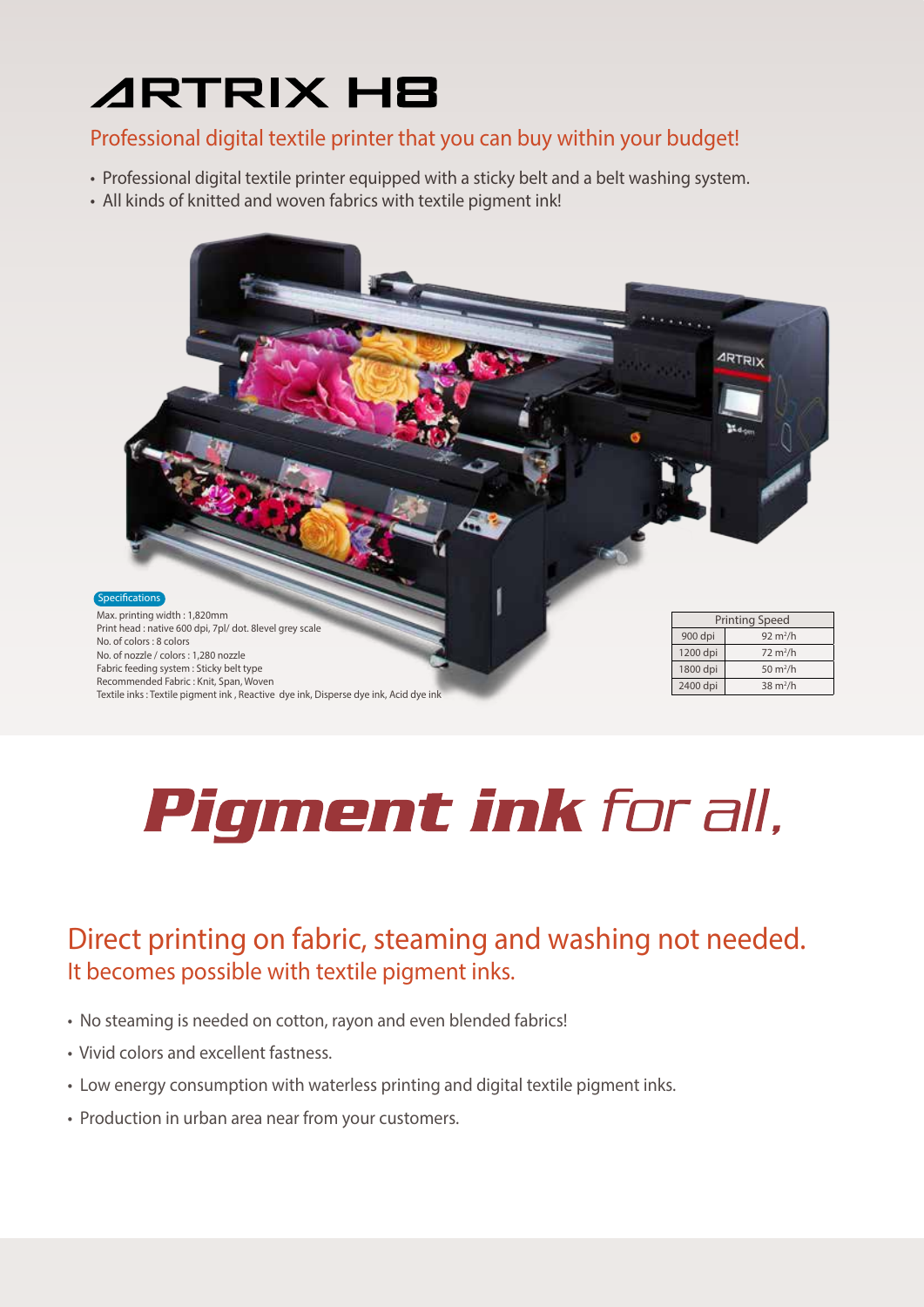# ARTRIX H8

## Professional digital textile printer that you can buy within your budget!

- Professional digital textile printer equipped with a sticky belt and a belt washing system.
- All kinds of knitted and woven fabrics with textile pigment ink!

**Specifications**

Max. printing width : 1,820mm
Print head : native 600 dpi, 7pl/ dot. 8level grey scale
No. of colors : 8 colors
No. of nozzle / colors : 1,280 nozzle
Fabric feeding system : Sticky belt type
Recommended Fabric : Knit, Span, Woven
Textile inks : Textile pigment ink , Reactive dye ink, Disperse dye ink, Acid dye ink

| Printing Speed | |
|---|---|
| 900 dpi | 92 $m^2/h$ |
| 1200 dpi | 72 $m^2/h$ |
| 1800 dpi | 50 $m^2/h$ |
| 2400 dpi | 38 $m^2/h$ |

# ***Pigment ink*** *for all,*

## Direct printing on fabric, steaming and washing not needed.

### It becomes possible with textile pigment inks.

- No steaming is needed on cotton, rayon and even blended fabrics!
- Vivid colors and excellent fastness.
- Low energy consumption with waterless printing and digital textile pigment inks.
- Production in urban area near from your customers.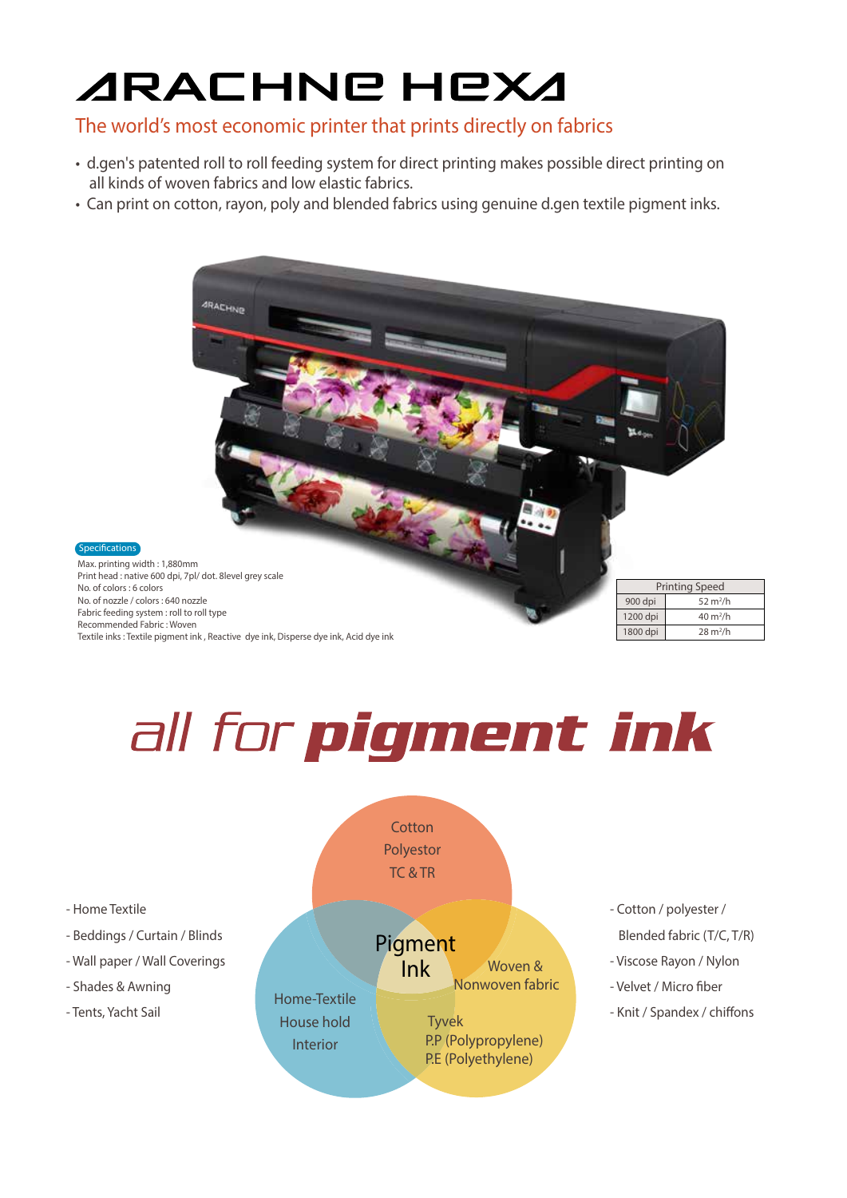# ARACHNE HEXA

The world's most economic printer that prints directly on fabrics

- d.gen's patented roll to roll feeding system for direct printing makes possible direct printing on all kinds of woven fabrics and low elastic fabrics.
- Can print on cotton, rayon, poly and blended fabrics using genuine d.gen textile pigment inks.

**Specifications**

Max. printing width : 1,880mm
Print head : native 600 dpi, 7pl/ dot. 8level grey scale
No. of colors : 6 colors
No. of nozzle / colors : 640 nozzle
Fabric feeding system : roll to roll type
Recommended Fabric : Woven
Textile inks : Textile pigment ink , Reactive dye ink, Disperse dye ink, Acid dye ink

| Printing Speed | |
|---|---|
| 900 dpi | 52 $m^2/h$ |
| 1200 dpi | 40 $m^2/h$ |
| 1800 dpi | 28 $m^2/h$ |

# all for **pigment ink**

- Home Textile
- Beddings / Curtain / Blinds
- Wall paper / Wall Coverings
- Shades & Awning
- Tents, Yacht Sail

Cotton
Polyestor
TC & TR

Pigment Ink

Woven & Nonwoven fabric

Home-Textile
House hold
Interior

Tyvek
P.P (Polypropylene)
P.E (Polyethylene)

- Cotton / polyester / Blended fabric (T/C, T/R)
- Viscose Rayon / Nylon
- Velvet / Micro fiber
- Knit / Spandex / chiffons